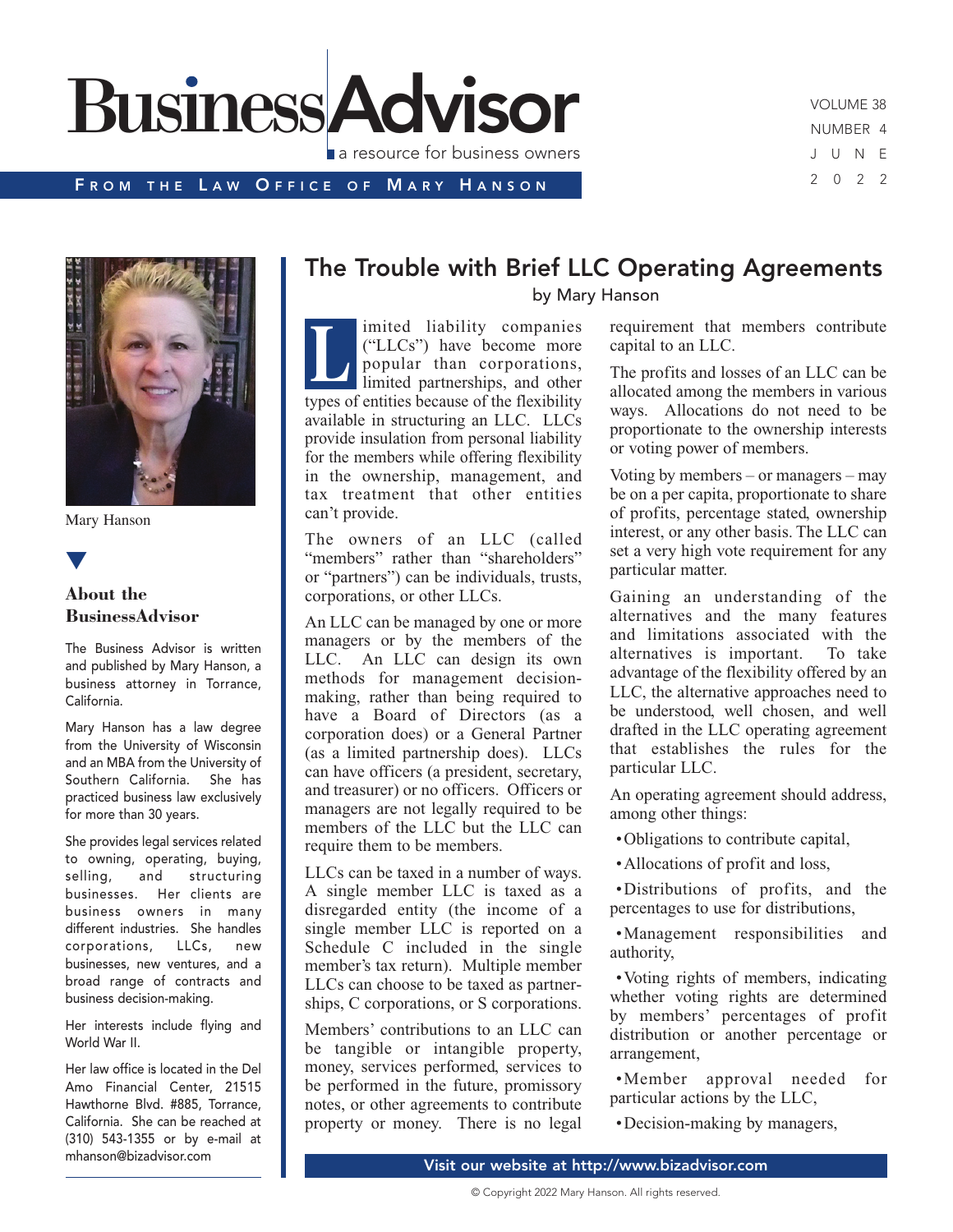# Business Advisor

a resource for business owners

FROM THE LAW OFFICE OF MARY HANSON

VOLUME 38
NUMBER 4
JUNE
2022

Mary Hanson

### About the BusinessAdvisor

The Business Advisor is written and published by Mary Hanson, a business attorney in Torrance, California.

Mary Hanson has a law degree from the University of Wisconsin and an MBA from the University of Southern California. She has practiced business law exclusively for more than 30 years.

She provides legal services related to owning, operating, buying, selling, and structuring businesses. Her clients are business owners in many different industries. She handles corporations, LLCs, new businesses, new ventures, and a broad range of contracts and business decision-making.

Her interests include flying and World War II.

Her law office is located in the Del Amo Financial Center, 21515 Hawthorne Blvd. #885, Torrance, California. She can be reached at (310) 543-1355 or by e-mail at mhanson@bizadvisor.com

## The Trouble with Brief LLC Operating Agreements

by Mary Hanson

Limited liability companies ("LLCs") have become more popular than corporations, limited partnerships, and other types of entities because of the flexibility available in structuring an LLC. LLCs provide insulation from personal liability for the members while offering flexibility in the ownership, management, and tax treatment that other entities can't provide.

The owners of an LLC (called "members" rather than "shareholders" or "partners") can be individuals, trusts, corporations, or other LLCs.

An LLC can be managed by one or more managers or by the members of the LLC. An LLC can design its own methods for management decision-making, rather than being required to have a Board of Directors (as a corporation does) or a General Partner (as a limited partnership does). LLCs can have officers (a president, secretary, and treasurer) or no officers. Officers or managers are not legally required to be members of the LLC but the LLC can require them to be members.

LLCs can be taxed in a number of ways. A single member LLC is taxed as a disregarded entity (the income of a single member LLC is reported on a Schedule C included in the single member's tax return). Multiple member LLCs can choose to be taxed as partnerships, C corporations, or S corporations.

Members' contributions to an LLC can be tangible or intangible property, money, services performed, services to be performed in the future, promissory notes, or other agreements to contribute property or money. There is no legal requirement that members contribute capital to an LLC.

The profits and losses of an LLC can be allocated among the members in various ways. Allocations do not need to be proportionate to the ownership interests or voting power of members.

Voting by members – or managers – may be on a per capita, proportionate to share of profits, percentage stated, ownership interest, or any other basis. The LLC can set a very high vote requirement for any particular matter.

Gaining an understanding of the alternatives and the many features and limitations associated with the alternatives is important. To take advantage of the flexibility offered by an LLC, the alternative approaches need to be understood, well chosen, and well drafted in the LLC operating agreement that establishes the rules for the particular LLC.

An operating agreement should address, among other things:

- Obligations to contribute capital,
- Allocations of profit and loss,
- Distributions of profits, and the percentages to use for distributions,
- Management responsibilities and authority,
- Voting rights of members, indicating whether voting rights are determined by members' percentages of profit distribution or another percentage or arrangement,
- Member approval needed for particular actions by the LLC,
- Decision-making by managers,

Visit our website at http://www.bizadvisor.com

© Copyright 2022 Mary Hanson. All rights reserved.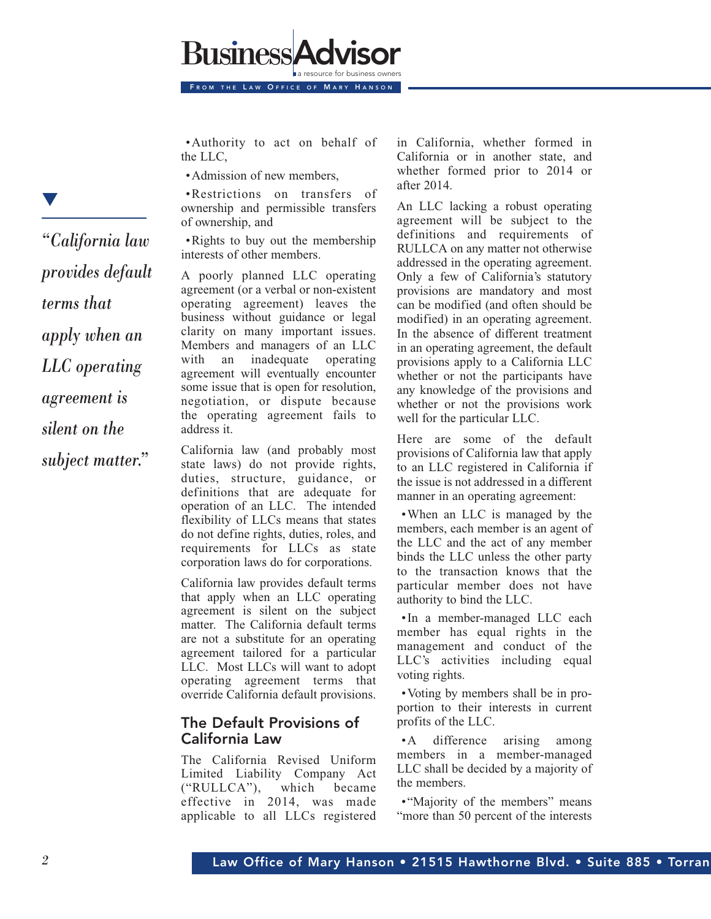- Authority to act on behalf of the LLC,
- Admission of new members,
- Restrictions on transfers of ownership and permissible transfers of ownership, and
- Rights to buy out the membership interests of other members.

A poorly planned LLC operating agreement (or a verbal or non-existent operating agreement) leaves the business without guidance or legal clarity on many important issues. Members and managers of an LLC with an inadequate operating agreement will eventually encounter some issue that is open for resolution, negotiation, or dispute because the operating agreement fails to address it.

California law (and probably most state laws) do not provide rights, duties, structure, guidance, or definitions that are adequate for operation of an LLC. The intended flexibility of LLCs means that states do not define rights, duties, roles, and requirements for LLCs as state corporation laws do for corporations.

California law provides default terms that apply when an LLC operating agreement is silent on the subject matter. The California default terms are not a substitute for an operating agreement tailored for a particular LLC. Most LLCs will want to adopt operating agreement terms that override California default provisions.

*"California law provides default terms that apply when an LLC operating agreement is silent on the subject matter."*

## The Default Provisions of California Law

The California Revised Uniform Limited Liability Company Act ("RULLCA"), which became effective in 2014, was made applicable to all LLCs registered in California, whether formed in California or in another state, and whether formed prior to 2014 or after 2014.

An LLC lacking a robust operating agreement will be subject to the definitions and requirements of RULLCA on any matter not otherwise addressed in the operating agreement. Only a few of California's statutory provisions are mandatory and most can be modified (and often should be modified) in an operating agreement. In the absence of different treatment in an operating agreement, the default provisions apply to a California LLC whether or not the participants have any knowledge of the provisions and whether or not the provisions work well for the particular LLC.

Here are some of the default provisions of California law that apply to an LLC registered in California if the issue is not addressed in a different manner in an operating agreement:

- When an LLC is managed by the members, each member is an agent of the LLC and the act of any member binds the LLC unless the other party to the transaction knows that the particular member does not have authority to bind the LLC.
- In a member-managed LLC each member has equal rights in the management and conduct of the LLC's activities including equal voting rights.
- Voting by members shall be in proportion to their interests in current profits of the LLC.
- A difference arising among members in a member-managed LLC shall be decided by a majority of the members.
- "Majority of the members" means "more than 50 percent of the interests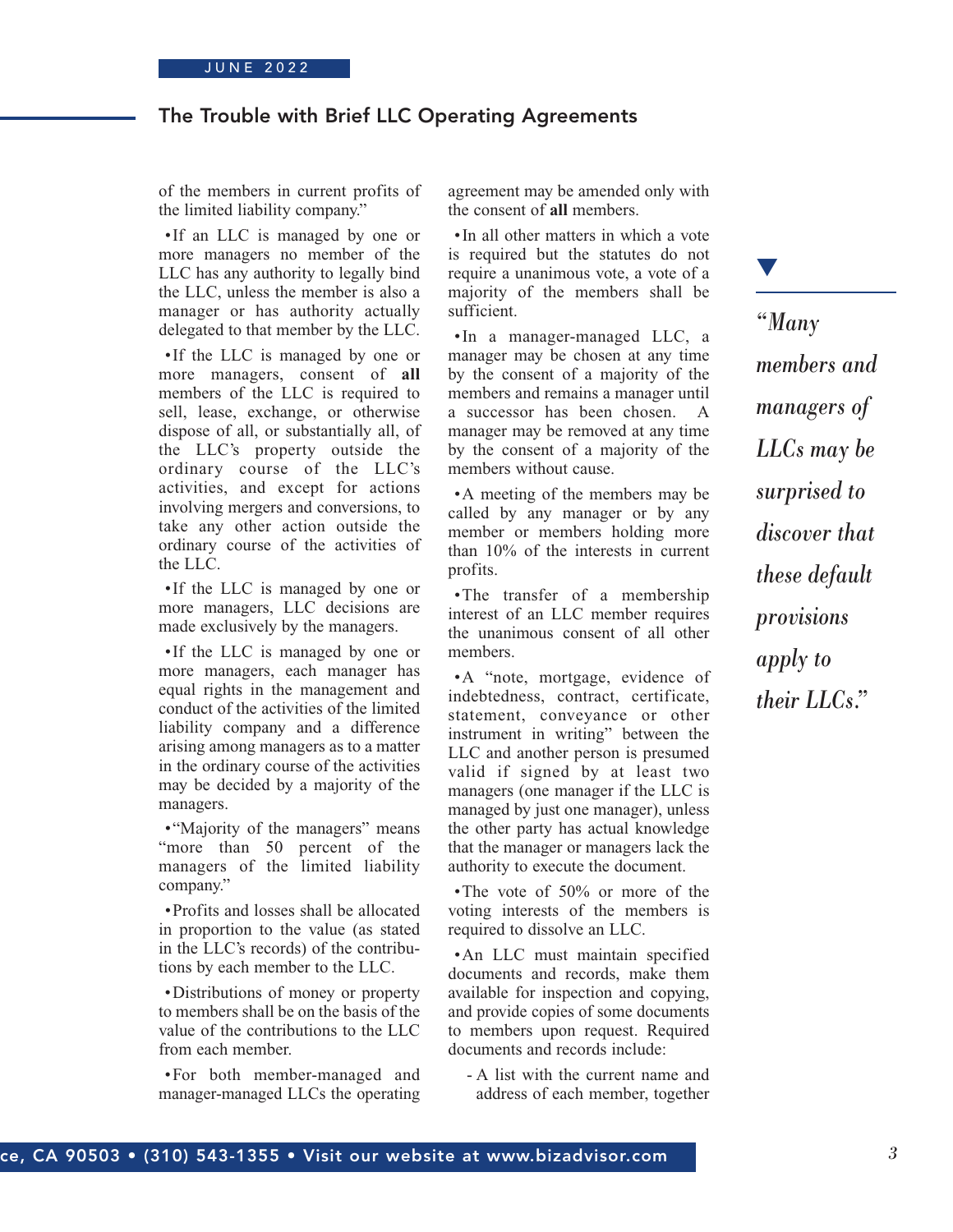of the members in current profits of the limited liability company."

- If an LLC is managed by one or more managers no member of the LLC has any authority to legally bind the LLC, unless the member is also a manager or has authority actually delegated to that member by the LLC.
- If the LLC is managed by one or more managers, consent of **all** members of the LLC is required to sell, lease, exchange, or otherwise dispose of all, or substantially all, of the LLC's property outside the ordinary course of the LLC's activities, and except for actions involving mergers and conversions, to take any other action outside the ordinary course of the activities of the LLC.
- If the LLC is managed by one or more managers, LLC decisions are made exclusively by the managers.
- If the LLC is managed by one or more managers, each manager has equal rights in the management and conduct of the activities of the limited liability company and a difference arising among managers as to a matter in the ordinary course of the activities may be decided by a majority of the managers.
- "Majority of the managers" means "more than 50 percent of the managers of the limited liability company."
- Profits and losses shall be allocated in proportion to the value (as stated in the LLC's records) of the contributions by each member to the LLC.
- Distributions of money or property to members shall be on the basis of the value of the contributions to the LLC from each member.
- For both member-managed and manager-managed LLCs the operating agreement may be amended only with the consent of **all** members.
- In all other matters in which a vote is required but the statutes do not require a unanimous vote, a vote of a majority of the members shall be sufficient.
- In a manager-managed LLC, a manager may be chosen at any time by the consent of a majority of the members and remains a manager until a successor has been chosen. A manager may be removed at any time by the consent of a majority of the members without cause.
- A meeting of the members may be called by any manager or by any member or members holding more than 10% of the interests in current profits.
- The transfer of a membership interest of an LLC member requires the unanimous consent of all other members.
- A "note, mortgage, evidence of indebtedness, contract, certificate, statement, conveyance or other instrument in writing" between the LLC and another person is presumed valid if signed by at least two managers (one manager if the LLC is managed by just one manager), unless the other party has actual knowledge that the manager or managers lack the authority to execute the document.
- The vote of 50% or more of the voting interests of the members is required to dissolve an LLC.
- An LLC must maintain specified documents and records, make them available for inspection and copying, and provide copies of some documents to members upon request. Required documents and records include:
  - A list with the current name and address of each member, together

> *"Many members and managers of LLCs may be surprised to discover that these default provisions apply to their LLCs."*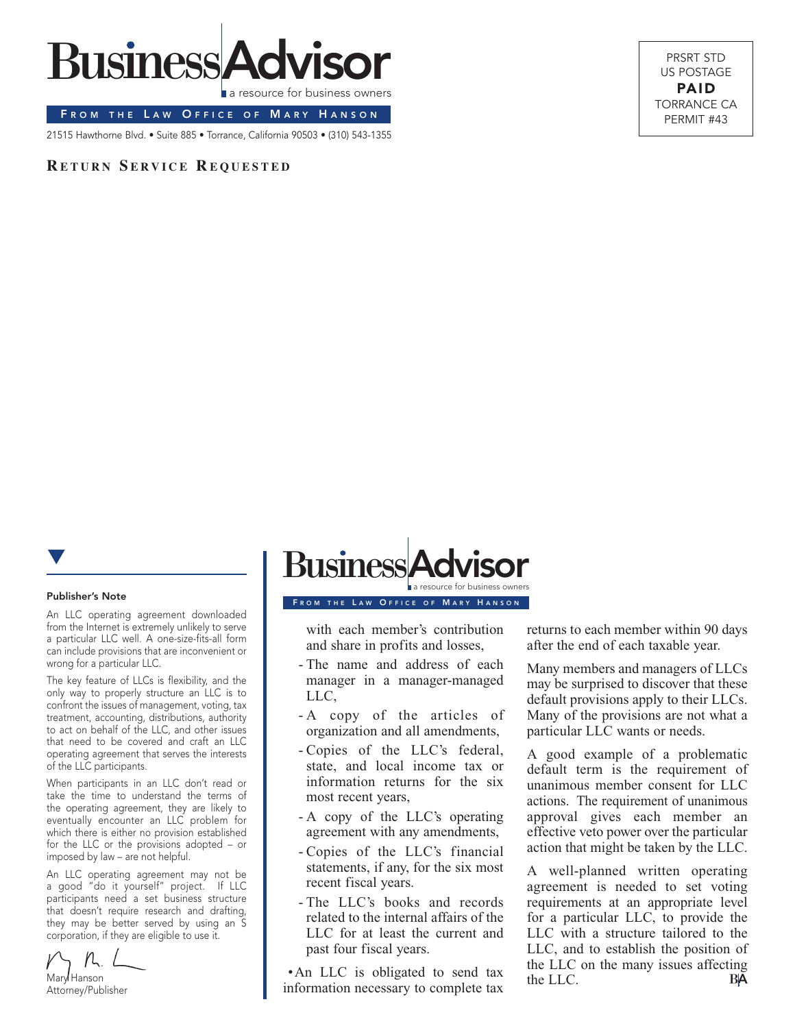# BusinessAdvisor

a resource for business owners

FROM THE LAW OFFICE OF MARY HANSON

21515 Hawthorne Blvd. • Suite 885 • Torrance, California 90503 • (310) 543-1355

PRSRT STD
US POSTAGE
**PAID**
TORRANCE CA
PERMIT #43

**RETURN SERVICE REQUESTED**

#### Publisher's Note

An LLC operating agreement downloaded from the Internet is extremely unlikely to serve a particular LLC well. A one-size-fits-all form can include provisions that are inconvenient or wrong for a particular LLC.

The key feature of LLCs is flexibility, and the only way to properly structure an LLC is to confront the issues of management, voting, tax treatment, accounting, distributions, authority to act on behalf of the LLC, and other issues that need to be covered and craft an LLC operating agreement that serves the interests of the LLC participants.

When participants in an LLC don't read or take the time to understand the terms of the operating agreement, they are likely to eventually encounter an LLC problem for which there is either no provision established for the LLC or the provisions adopted – or imposed by law – are not helpful.

An LLC operating agreement may not be a good "do it yourself" project. If LLC participants need a set business structure that doesn't require research and drafting, they may be better served by using an S corporation, if they are eligible to use it.

Mary Hanson
Attorney/Publisher

with each member's contribution and share in profits and losses,

- The name and address of each manager in a manager-managed LLC,
- A copy of the articles of organization and all amendments,
- Copies of the LLC's federal, state, and local income tax or information returns for the six most recent years,
- A copy of the LLC's operating agreement with any amendments,
- Copies of the LLC's financial statements, if any, for the six most recent fiscal years.
- The LLC's books and records related to the internal affairs of the LLC for at least the current and past four fiscal years.

• An LLC is obligated to send tax information necessary to complete tax returns to each member within 90 days after the end of each taxable year.

Many members and managers of LLCs may be surprised to discover that these default provisions apply to their LLCs. Many of the provisions are not what a particular LLC wants or needs.

A good example of a problematic default term is the requirement of unanimous member consent for LLC actions. The requirement of unanimous approval gives each member an effective veto power over the particular action that might be taken by the LLC.

A well-planned written operating agreement is needed to set voting requirements at an appropriate level for a particular LLC, to provide the LLC with a structure tailored to the LLC, and to establish the position of the LLC on the many issues affecting the LLC. BA